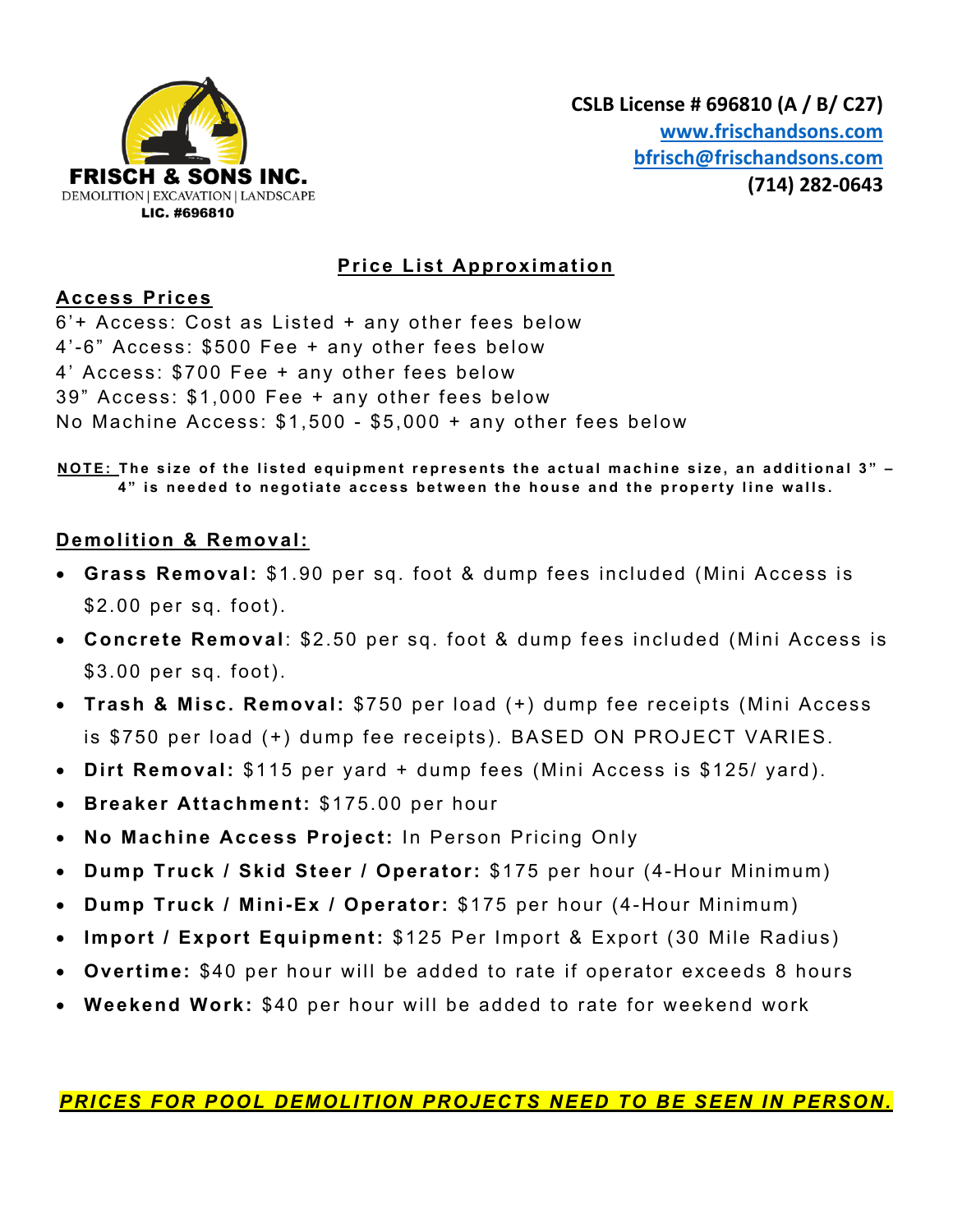**FRISCH & SONS INC.**
DEMOLITION | EXCAVATION | LANDSCAPE
**LIC. #696810**

**CSLB License # 696810 (A / B/ C27)**
**www.frischandsons.com**
**bfrisch@frischandsons.com**
**(714) 282-0643**

## Price List Approximation

### Access Prices

6'+ Access: Cost as Listed + any other fees below
4'-6" Access: $500 Fee + any other fees below
4' Access: $700 Fee + any other fees below
39" Access: $1,000 Fee + any other fees below
No Machine Access: $1,500 - $5,000 + any other fees below

**NOTE: The size of the listed equipment represents the actual machine size, an additional 3" – 4" is needed to negotiate access between the house and the property line walls.**

### Demolition & Removal:

- **Grass Removal:** $1.90 per sq. foot & dump fees included (Mini Access is $2.00 per sq. foot).
- **Concrete Removal**: $2.50 per sq. foot & dump fees included (Mini Access is $3.00 per sq. foot).
- **Trash & Misc. Removal:** $750 per load (+) dump fee receipts (Mini Access is $750 per load (+) dump fee receipts). BASED ON PROJECT VARIES.
- **Dirt Removal:** $115 per yard + dump fees (Mini Access is $125/ yard).
- **Breaker Attachment:** $175.00 per hour
- **No Machine Access Project:** In Person Pricing Only
- **Dump Truck / Skid Steer / Operator:** $175 per hour (4-Hour Minimum)
- **Dump Truck / Mini-Ex / Operator:** $175 per hour (4-Hour Minimum)
- **Import / Export Equipment:** $125 Per Import & Export (30 Mile Radius)
- **Overtime:** $40 per hour will be added to rate if operator exceeds 8 hours
- **Weekend Work:** $40 per hour will be added to rate for weekend work

***PRICES FOR POOL DEMOLITION PROJECTS NEED TO BE SEEN IN PERSON.***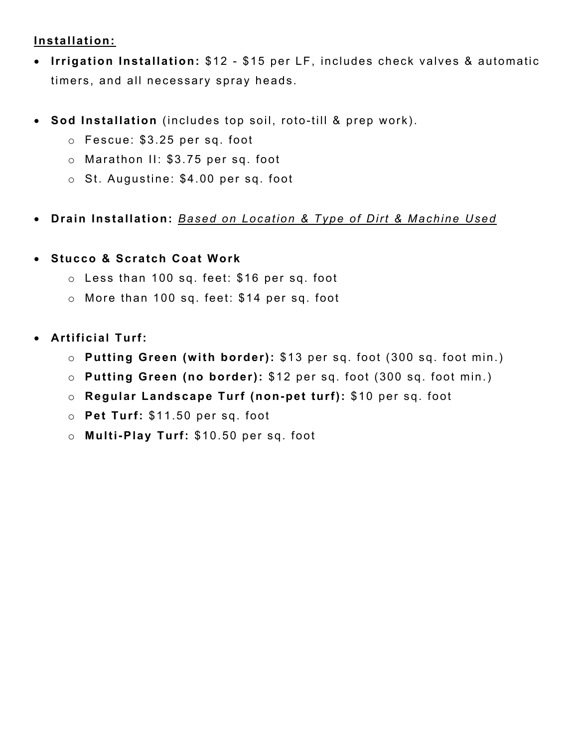**<u>Installation:</u>**

- **Irrigation Installation:** $12 - $15 per LF, includes check valves & automatic timers, and all necessary spray heads.

- **Sod Installation** (includes top soil, roto-till & prep work).
  - Fescue: $3.25 per sq. foot
  - Marathon II: $3.75 per sq. foot
  - St. Augustine: $4.00 per sq. foot

- **Drain Installation:** *<u>Based on Location & Type of Dirt & Machine Used</u>*

- **Stucco & Scratch Coat Work**
  - Less than 100 sq. feet: $16 per sq. foot
  - More than 100 sq. feet: $14 per sq. foot

- **Artificial Turf:**
  - **Putting Green (with border):** $13 per sq. foot (300 sq. foot min.)
  - **Putting Green (no border):** $12 per sq. foot (300 sq. foot min.)
  - **Regular Landscape Turf (non-pet turf):** $10 per sq. foot
  - **Pet Turf:** $11.50 per sq. foot
  - **Multi-Play Turf:** $10.50 per sq. foot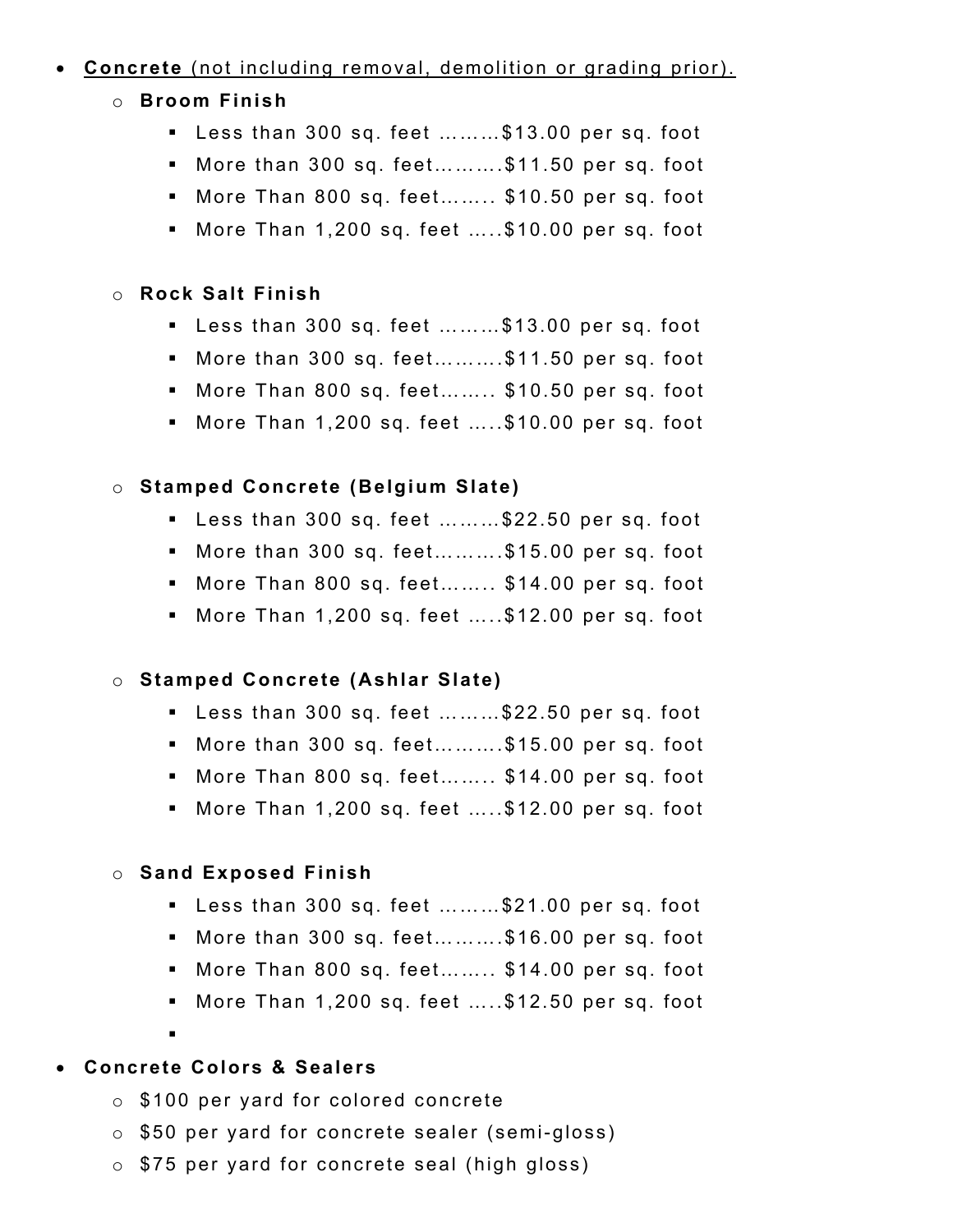- <u>**Concrete** (not including removal, demolition or grading prior).</u>
  - **Broom Finish**
    - Less than 300 sq. feet ………$13.00 per sq. foot
    - More than 300 sq. feet……….$11.50 per sq. foot
    - More Than 800 sq. feet…….. $10.50 per sq. foot
    - More Than 1,200 sq. feet …..$10.00 per sq. foot

  - **Rock Salt Finish**
    - Less than 300 sq. feet ………$13.00 per sq. foot
    - More than 300 sq. feet……….$11.50 per sq. foot
    - More Than 800 sq. feet…….. $10.50 per sq. foot
    - More Than 1,200 sq. feet …..$10.00 per sq. foot

  - **Stamped Concrete (Belgium Slate)**
    - Less than 300 sq. feet ………$22.50 per sq. foot
    - More than 300 sq. feet……….$15.00 per sq. foot
    - More Than 800 sq. feet…….. $14.00 per sq. foot
    - More Than 1,200 sq. feet …..$12.00 per sq. foot

  - **Stamped Concrete (Ashlar Slate)**
    - Less than 300 sq. feet ………$22.50 per sq. foot
    - More than 300 sq. feet……….$15.00 per sq. foot
    - More Than 800 sq. feet…….. $14.00 per sq. foot
    - More Than 1,200 sq. feet …..$12.00 per sq. foot

  - **Sand Exposed Finish**
    - Less than 300 sq. feet ………$21.00 per sq. foot
    - More than 300 sq. feet……….$16.00 per sq. foot
    - More Than 800 sq. feet…….. $14.00 per sq. foot
    - More Than 1,200 sq. feet …..$12.50 per sq. foot

- **Concrete Colors & Sealers**
  - $100 per yard for colored concrete
  - $50 per yard for concrete sealer (semi-gloss)
  - $75 per yard for concrete seal (high gloss)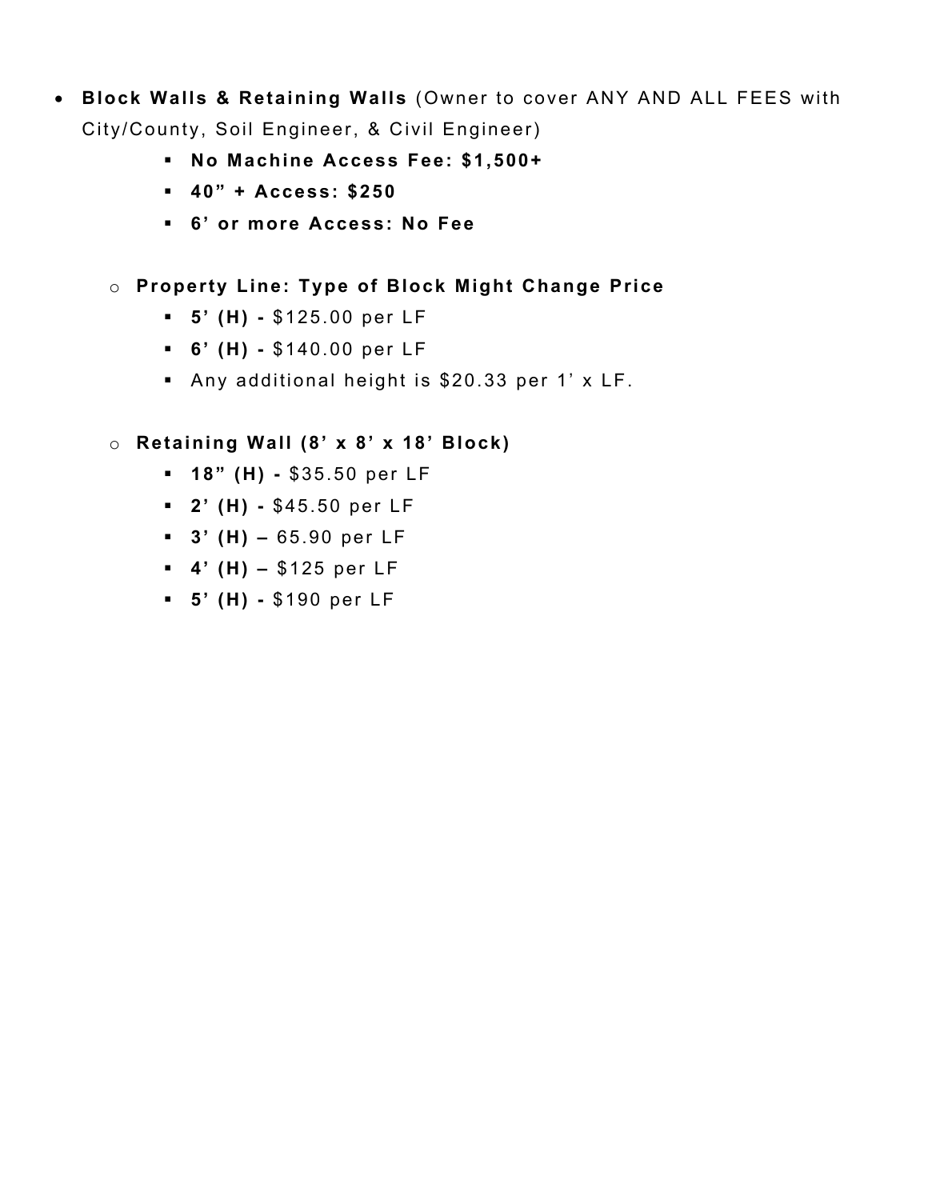- **Block Walls & Retaining Walls** (Owner to cover ANY AND ALL FEES with City/County, Soil Engineer, & Civil Engineer)
    - **No Machine Access Fee: $1,500+**
    - **40" + Access: $250**
    - **6' or more Access: No Fee**

  - **Property Line: Type of Block Might Change Price**
    - **5' (H) -** $125.00 per LF
    - **6' (H) -** $140.00 per LF
    - Any additional height is $20.33 per 1' x LF.

  - **Retaining Wall (8' x 8' x 18' Block)**
    - **18" (H) -** $35.50 per LF
    - **2' (H) -** $45.50 per LF
    - **3' (H) –** 65.90 per LF
    - **4' (H) –** $125 per LF
    - **5' (H) -** $190 per LF